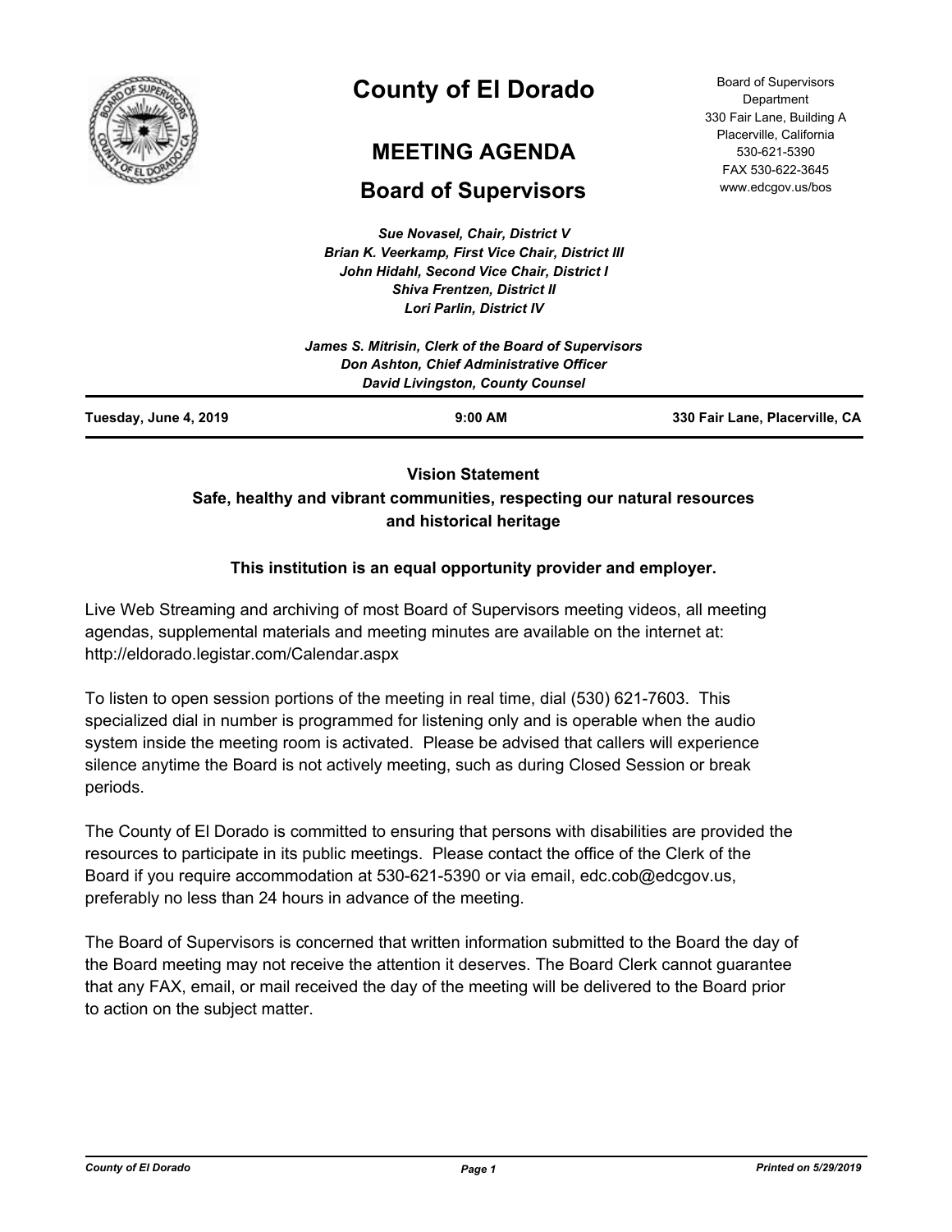# County of El Dorado

## MEETING AGENDA

## Board of Supervisors

Board of Supervisors Department
330 Fair Lane, Building A
Placerville, California
530-621-5390
FAX 530-622-3645
www.edcgov.us/bos

*Sue Novasel, Chair, District V*
*Brian K. Veerkamp, First Vice Chair, District III*
*John Hidahl, Second Vice Chair, District I*
*Shiva Frentzen, District II*
*Lori Parlin, District IV*

*James S. Mitrisin, Clerk of the Board of Supervisors*
*Don Ashton, Chief Administrative Officer*
*David Livingston, County Counsel*

**Tuesday, June 4, 2019** | **9:00 AM** | **330 Fair Lane, Placerville, CA**

---

**Vision Statement**
**Safe, healthy and vibrant communities, respecting our natural resources and historical heritage**

**This institution is an equal opportunity provider and employer.**

Live Web Streaming and archiving of most Board of Supervisors meeting videos, all meeting agendas, supplemental materials and meeting minutes are available on the internet at: http://eldorado.legistar.com/Calendar.aspx

To listen to open session portions of the meeting in real time, dial (530) 621-7603. This specialized dial in number is programmed for listening only and is operable when the audio system inside the meeting room is activated. Please be advised that callers will experience silence anytime the Board is not actively meeting, such as during Closed Session or break periods.

The County of El Dorado is committed to ensuring that persons with disabilities are provided the resources to participate in its public meetings. Please contact the office of the Clerk of the Board if you require accommodation at 530-621-5390 or via email, edc.cob@edcgov.us, preferably no less than 24 hours in advance of the meeting.

The Board of Supervisors is concerned that written information submitted to the Board the day of the Board meeting may not receive the attention it deserves. The Board Clerk cannot guarantee that any FAX, email, or mail received the day of the meeting will be delivered to the Board prior to action on the subject matter.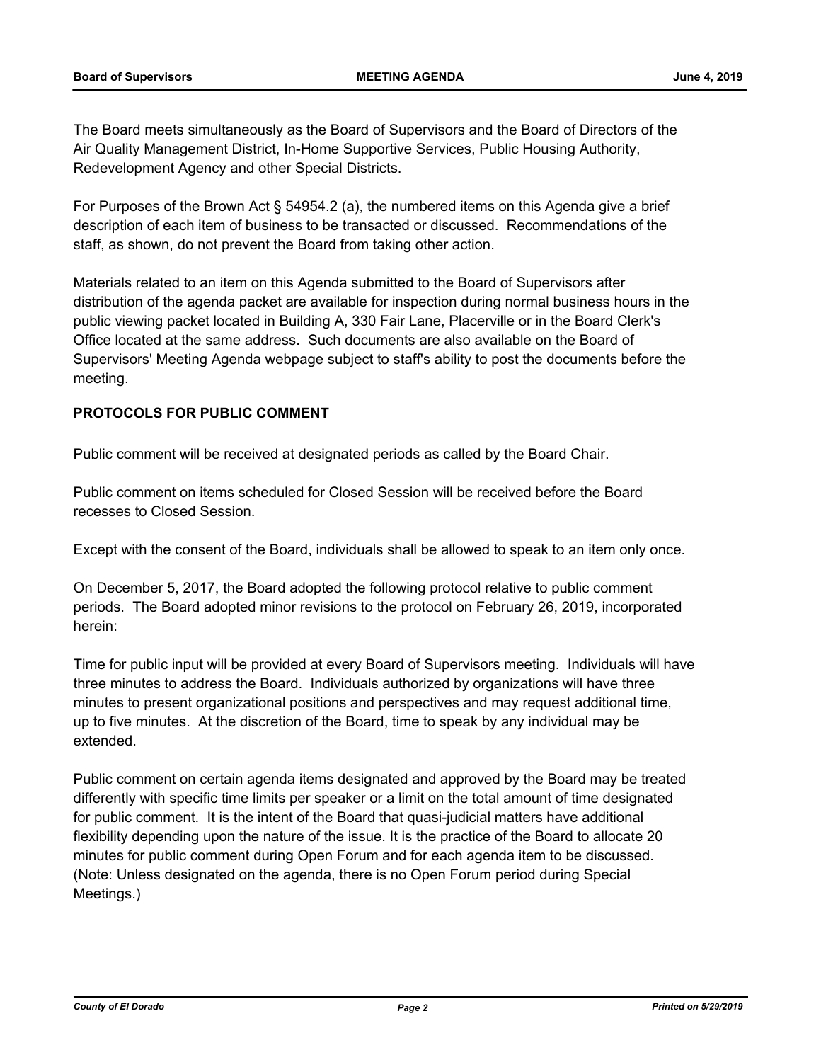The Board meets simultaneously as the Board of Supervisors and the Board of Directors of the Air Quality Management District, In-Home Supportive Services, Public Housing Authority, Redevelopment Agency and other Special Districts.

For Purposes of the Brown Act § 54954.2 (a), the numbered items on this Agenda give a brief description of each item of business to be transacted or discussed. Recommendations of the staff, as shown, do not prevent the Board from taking other action.

Materials related to an item on this Agenda submitted to the Board of Supervisors after distribution of the agenda packet are available for inspection during normal business hours in the public viewing packet located in Building A, 330 Fair Lane, Placerville or in the Board Clerk's Office located at the same address. Such documents are also available on the Board of Supervisors' Meeting Agenda webpage subject to staff's ability to post the documents before the meeting.

**PROTOCOLS FOR PUBLIC COMMENT**

Public comment will be received at designated periods as called by the Board Chair.

Public comment on items scheduled for Closed Session will be received before the Board recesses to Closed Session.

Except with the consent of the Board, individuals shall be allowed to speak to an item only once.

On December 5, 2017, the Board adopted the following protocol relative to public comment periods. The Board adopted minor revisions to the protocol on February 26, 2019, incorporated herein:

Time for public input will be provided at every Board of Supervisors meeting. Individuals will have three minutes to address the Board. Individuals authorized by organizations will have three minutes to present organizational positions and perspectives and may request additional time, up to five minutes. At the discretion of the Board, time to speak by any individual may be extended.

Public comment on certain agenda items designated and approved by the Board may be treated differently with specific time limits per speaker or a limit on the total amount of time designated for public comment. It is the intent of the Board that quasi-judicial matters have additional flexibility depending upon the nature of the issue. It is the practice of the Board to allocate 20 minutes for public comment during Open Forum and for each agenda item to be discussed. (Note: Unless designated on the agenda, there is no Open Forum period during Special Meetings.)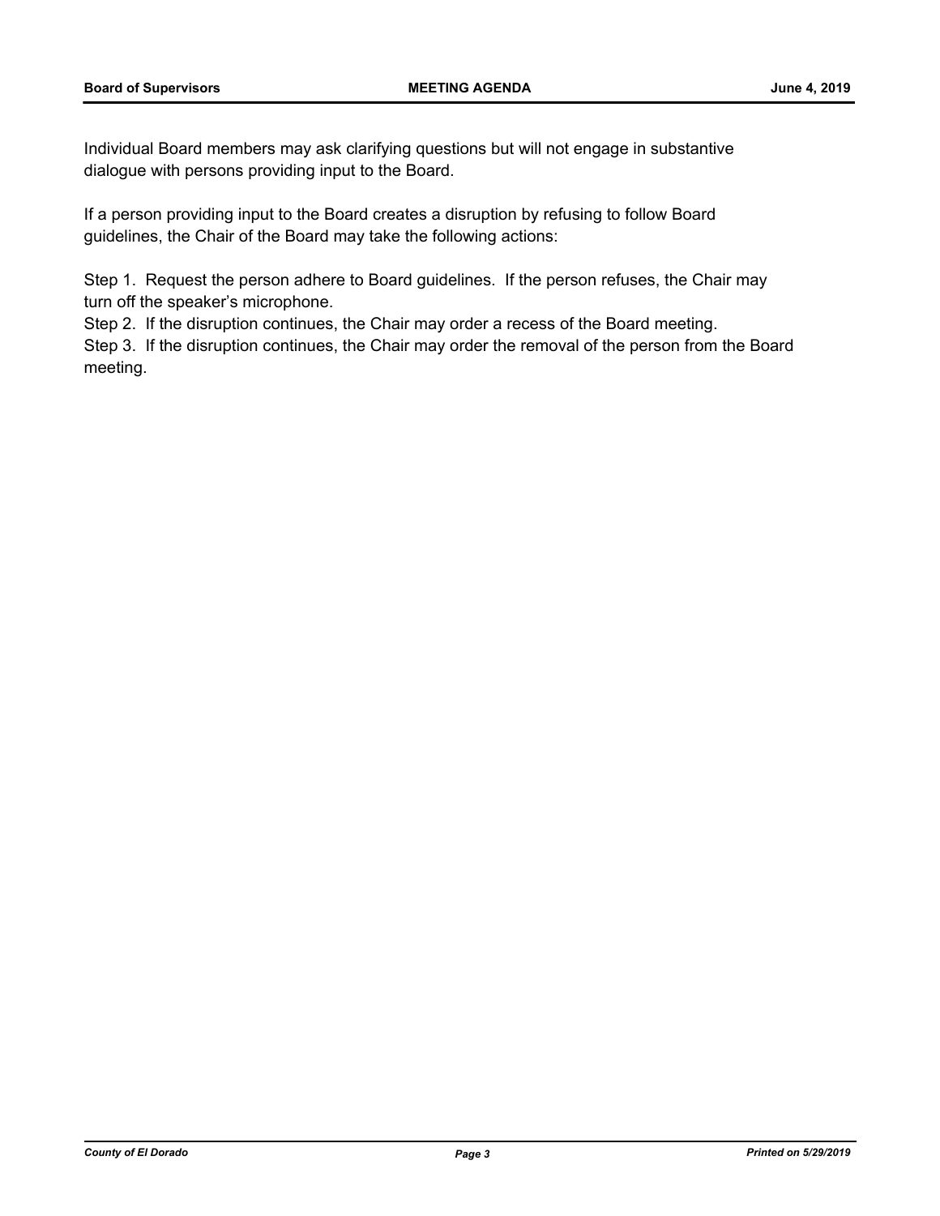Individual Board members may ask clarifying questions but will not engage in substantive dialogue with persons providing input to the Board.

If a person providing input to the Board creates a disruption by refusing to follow Board guidelines, the Chair of the Board may take the following actions:

Step 1. Request the person adhere to Board guidelines. If the person refuses, the Chair may turn off the speaker's microphone.
Step 2. If the disruption continues, the Chair may order a recess of the Board meeting.
Step 3. If the disruption continues, the Chair may order the removal of the person from the Board meeting.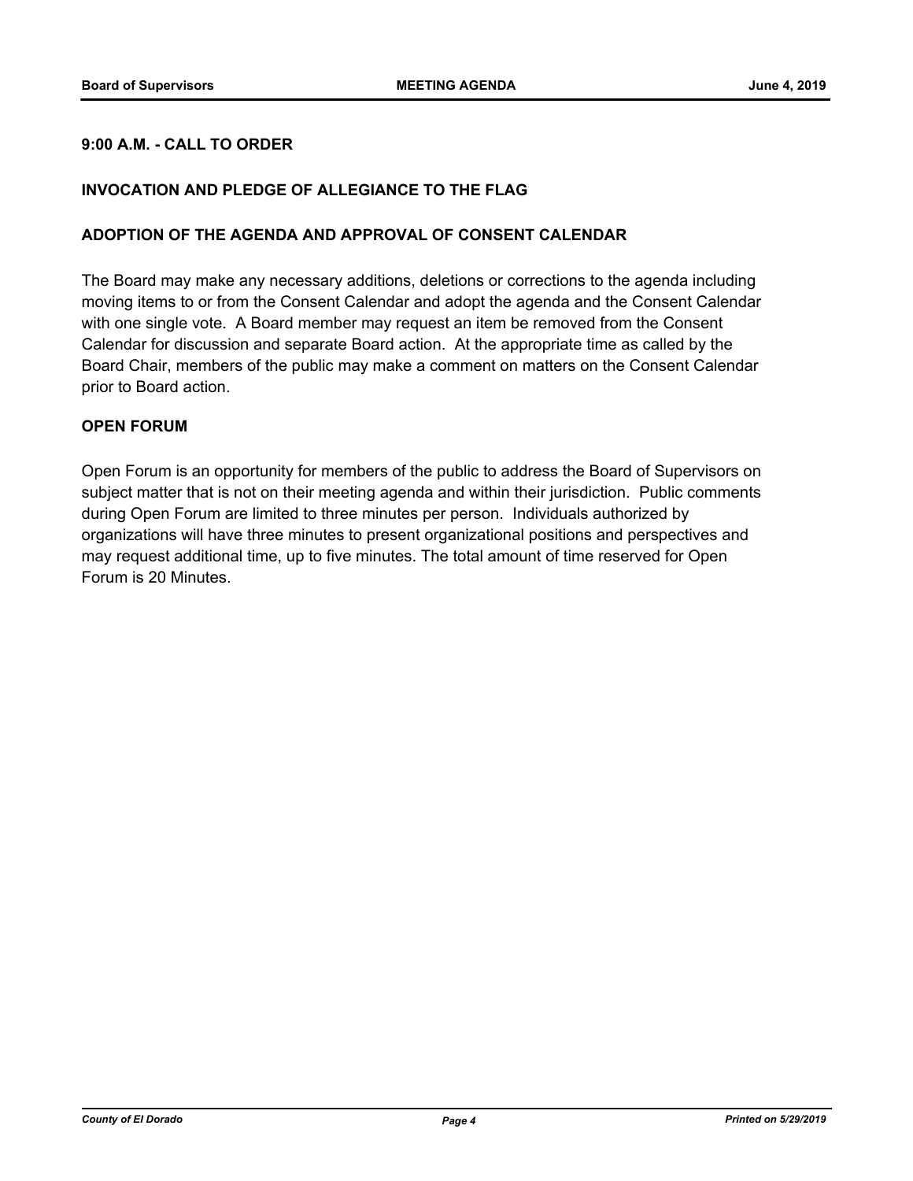## 9:00 A.M. - CALL TO ORDER

## INVOCATION AND PLEDGE OF ALLEGIANCE TO THE FLAG

## ADOPTION OF THE AGENDA AND APPROVAL OF CONSENT CALENDAR

The Board may make any necessary additions, deletions or corrections to the agenda including moving items to or from the Consent Calendar and adopt the agenda and the Consent Calendar with one single vote. A Board member may request an item be removed from the Consent Calendar for discussion and separate Board action. At the appropriate time as called by the Board Chair, members of the public may make a comment on matters on the Consent Calendar prior to Board action.

## OPEN FORUM

Open Forum is an opportunity for members of the public to address the Board of Supervisors on subject matter that is not on their meeting agenda and within their jurisdiction. Public comments during Open Forum are limited to three minutes per person. Individuals authorized by organizations will have three minutes to present organizational positions and perspectives and may request additional time, up to five minutes. The total amount of time reserved for Open Forum is 20 Minutes.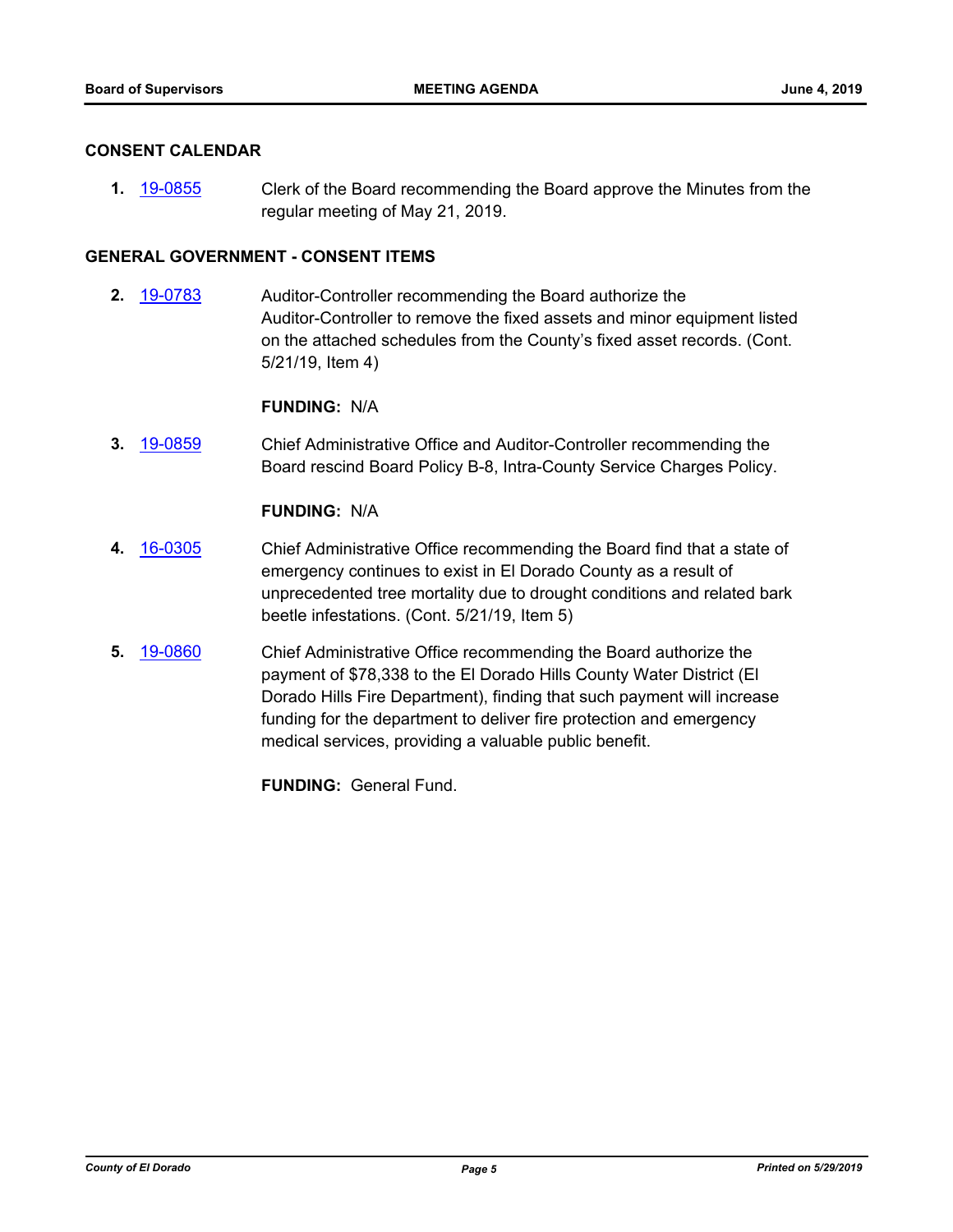## CONSENT CALENDAR

**1.** 19-0855 Clerk of the Board recommending the Board approve the Minutes from the regular meeting of May 21, 2019.

## GENERAL GOVERNMENT - CONSENT ITEMS

**2.** 19-0783 Auditor-Controller recommending the Board authorize the Auditor-Controller to remove the fixed assets and minor equipment listed on the attached schedules from the County's fixed asset records. (Cont. 5/21/19, Item 4)

**FUNDING:** N/A

**3.** 19-0859 Chief Administrative Office and Auditor-Controller recommending the Board rescind Board Policy B-8, Intra-County Service Charges Policy.

**FUNDING:** N/A

**4.** 16-0305 Chief Administrative Office recommending the Board find that a state of emergency continues to exist in El Dorado County as a result of unprecedented tree mortality due to drought conditions and related bark beetle infestations. (Cont. 5/21/19, Item 5)

**5.** 19-0860 Chief Administrative Office recommending the Board authorize the payment of $78,338 to the El Dorado Hills County Water District (El Dorado Hills Fire Department), finding that such payment will increase funding for the department to deliver fire protection and emergency medical services, providing a valuable public benefit.

**FUNDING:** General Fund.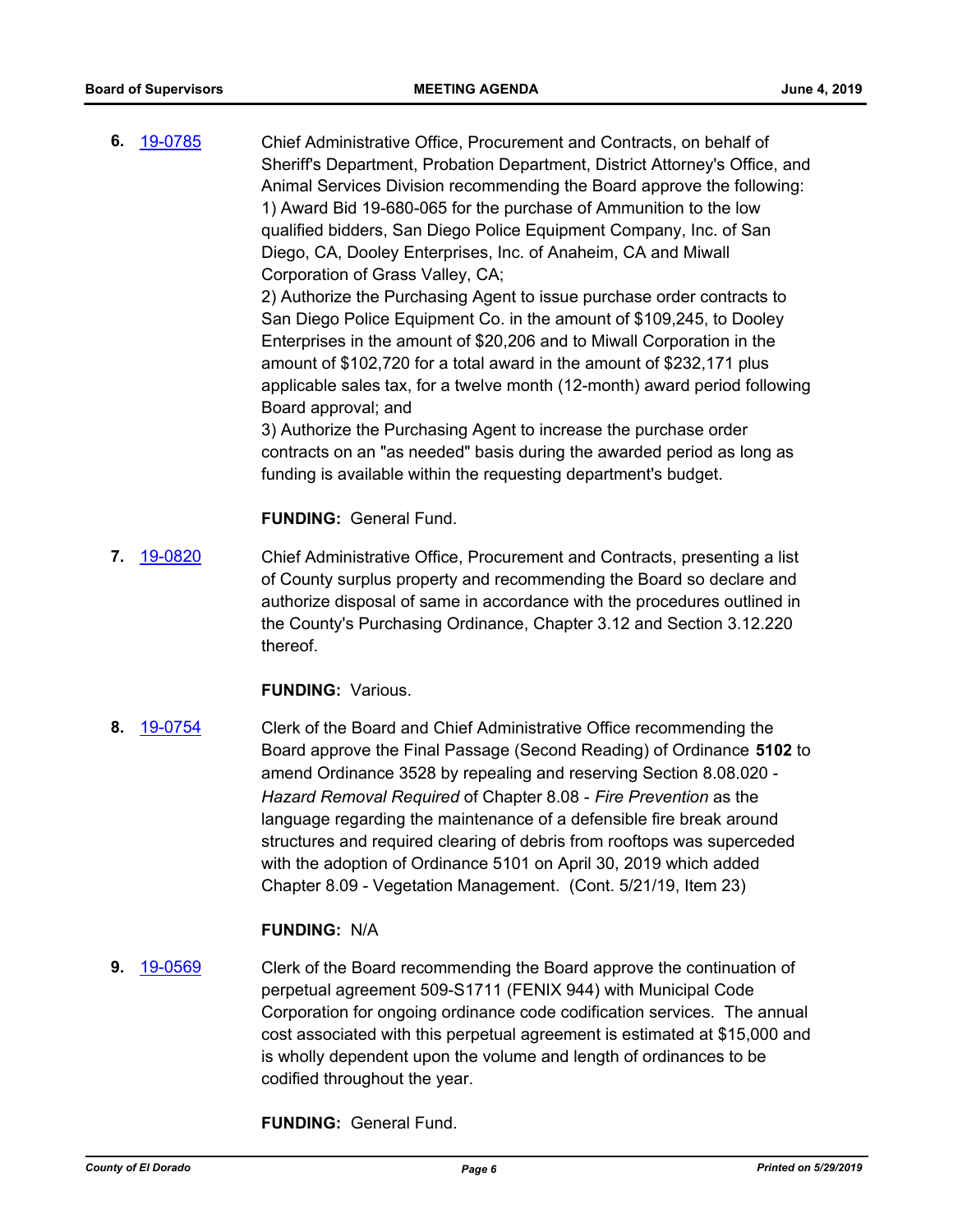**6.** [19-0785](19-0785) Chief Administrative Office, Procurement and Contracts, on behalf of Sheriff's Department, Probation Department, District Attorney's Office, and Animal Services Division recommending the Board approve the following:
1) Award Bid 19-680-065 for the purchase of Ammunition to the low qualified bidders, San Diego Police Equipment Company, Inc. of San Diego, CA, Dooley Enterprises, Inc. of Anaheim, CA and Miwall Corporation of Grass Valley, CA;
2) Authorize the Purchasing Agent to issue purchase order contracts to San Diego Police Equipment Co. in the amount of $109,245, to Dooley Enterprises in the amount of $20,206 and to Miwall Corporation in the amount of $102,720 for a total award in the amount of $232,171 plus applicable sales tax, for a twelve month (12-month) award period following Board approval; and
3) Authorize the Purchasing Agent to increase the purchase order contracts on an "as needed" basis during the awarded period as long as funding is available within the requesting department's budget.

**FUNDING:** General Fund.

**7.** [19-0820](19-0820) Chief Administrative Office, Procurement and Contracts, presenting a list of County surplus property and recommending the Board so declare and authorize disposal of same in accordance with the procedures outlined in the County's Purchasing Ordinance, Chapter 3.12 and Section 3.12.220 thereof.

**FUNDING:** Various.

**8.** [19-0754](19-0754) Clerk of the Board and Chief Administrative Office recommending the Board approve the Final Passage (Second Reading) of Ordinance **5102** to amend Ordinance 3528 by repealing and reserving Section 8.08.020 - *Hazard Removal Required* of Chapter 8.08 - *Fire Prevention* as the language regarding the maintenance of a defensible fire break around structures and required clearing of debris from rooftops was superceded with the adoption of Ordinance 5101 on April 30, 2019 which added Chapter 8.09 - Vegetation Management. (Cont. 5/21/19, Item 23)

**FUNDING:** N/A

**9.** [19-0569](19-0569) Clerk of the Board recommending the Board approve the continuation of perpetual agreement 509-S1711 (FENIX 944) with Municipal Code Corporation for ongoing ordinance code codification services. The annual cost associated with this perpetual agreement is estimated at $15,000 and is wholly dependent upon the volume and length of ordinances to be codified throughout the year.

**FUNDING:** General Fund.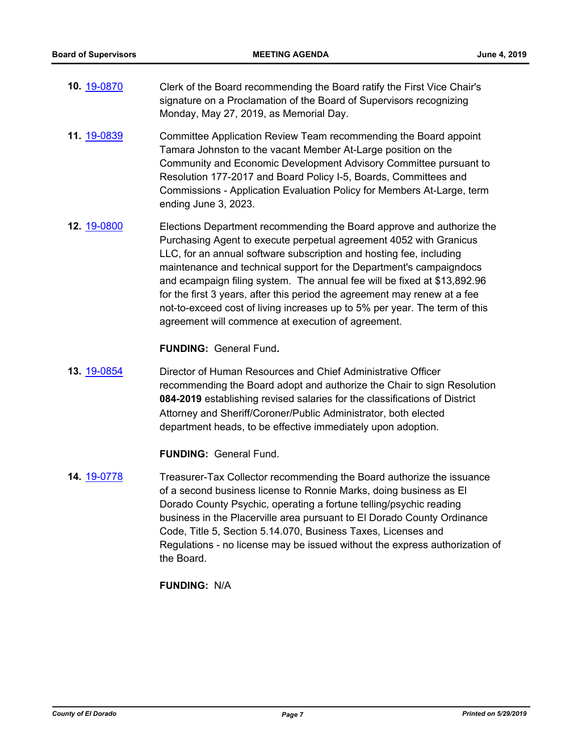**10.** 19-0870 Clerk of the Board recommending the Board ratify the First Vice Chair's signature on a Proclamation of the Board of Supervisors recognizing Monday, May 27, 2019, as Memorial Day.

**11.** 19-0839 Committee Application Review Team recommending the Board appoint Tamara Johnston to the vacant Member At-Large position on the Community and Economic Development Advisory Committee pursuant to Resolution 177-2017 and Board Policy I-5, Boards, Committees and Commissions - Application Evaluation Policy for Members At-Large, term ending June 3, 2023.

**12.** 19-0800 Elections Department recommending the Board approve and authorize the Purchasing Agent to execute perpetual agreement 4052 with Granicus LLC, for an annual software subscription and hosting fee, including maintenance and technical support for the Department's campaigndocs and ecampaign filing system. The annual fee will be fixed at $13,892.96 for the first 3 years, after this period the agreement may renew at a fee not-to-exceed cost of living increases up to 5% per year. The term of this agreement will commence at execution of agreement.

**FUNDING:** General Fund**.**

**13.** 19-0854 Director of Human Resources and Chief Administrative Officer recommending the Board adopt and authorize the Chair to sign Resolution **084-2019** establishing revised salaries for the classifications of District Attorney and Sheriff/Coroner/Public Administrator, both elected department heads, to be effective immediately upon adoption.

**FUNDING:** General Fund.

**14.** 19-0778 Treasurer-Tax Collector recommending the Board authorize the issuance of a second business license to Ronnie Marks, doing business as El Dorado County Psychic, operating a fortune telling/psychic reading business in the Placerville area pursuant to El Dorado County Ordinance Code, Title 5, Section 5.14.070, Business Taxes, Licenses and Regulations - no license may be issued without the express authorization of the Board.

**FUNDING:** N/A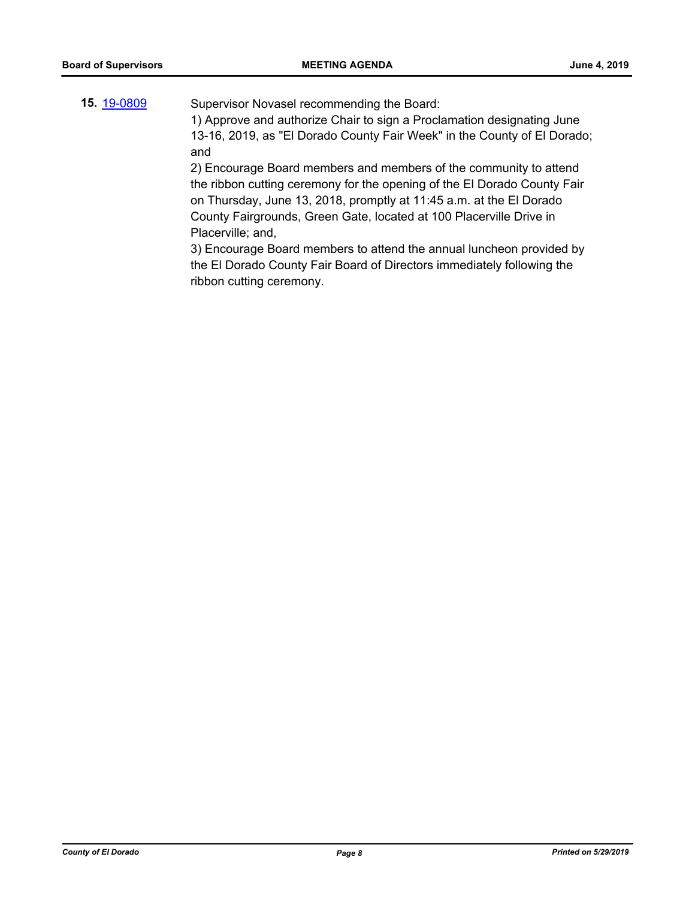**15.** 19-0809

Supervisor Novasel recommending the Board:
1) Approve and authorize Chair to sign a Proclamation designating June 13-16, 2019, as "El Dorado County Fair Week" in the County of El Dorado; and
2) Encourage Board members and members of the community to attend the ribbon cutting ceremony for the opening of the El Dorado County Fair on Thursday, June 13, 2018, promptly at 11:45 a.m. at the El Dorado County Fairgrounds, Green Gate, located at 100 Placerville Drive in Placerville; and,
3) Encourage Board members to attend the annual luncheon provided by the El Dorado County Fair Board of Directors immediately following the ribbon cutting ceremony.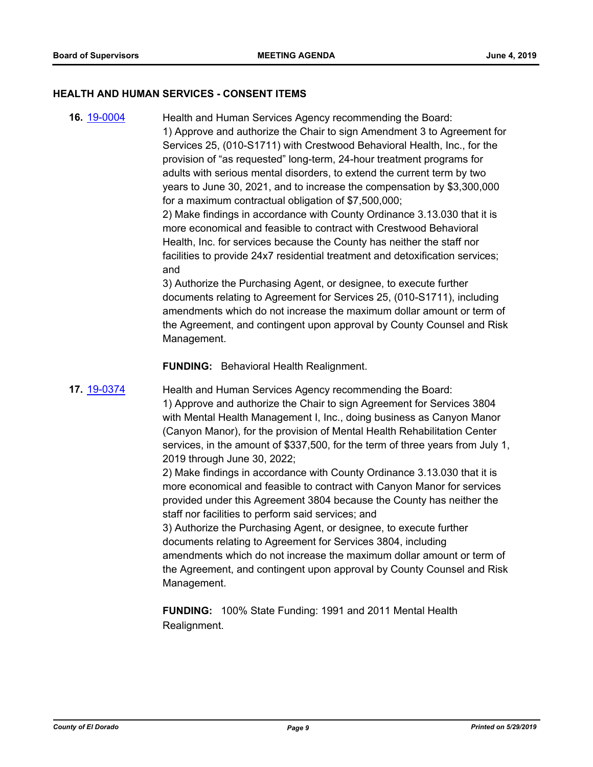## HEALTH AND HUMAN SERVICES - CONSENT ITEMS

**16.** [19-0004](19-0004)

Health and Human Services Agency recommending the Board:

1) Approve and authorize the Chair to sign Amendment 3 to Agreement for Services 25, (010-S1711) with Crestwood Behavioral Health, Inc., for the provision of “as requested” long-term, 24-hour treatment programs for adults with serious mental disorders, to extend the current term by two years to June 30, 2021, and to increase the compensation by $3,300,000 for a maximum contractual obligation of $7,500,000;

2) Make findings in accordance with County Ordinance 3.13.030 that it is more economical and feasible to contract with Crestwood Behavioral Health, Inc. for services because the County has neither the staff nor facilities to provide 24x7 residential treatment and detoxification services; and

3) Authorize the Purchasing Agent, or designee, to execute further documents relating to Agreement for Services 25, (010-S1711), including amendments which do not increase the maximum dollar amount or term of the Agreement, and contingent upon approval by County Counsel and Risk Management.

**FUNDING:** Behavioral Health Realignment.

**17.** [19-0374](19-0374)

Health and Human Services Agency recommending the Board:

1) Approve and authorize the Chair to sign Agreement for Services 3804 with Mental Health Management I, Inc., doing business as Canyon Manor (Canyon Manor), for the provision of Mental Health Rehabilitation Center services, in the amount of $337,500, for the term of three years from July 1, 2019 through June 30, 2022;

2) Make findings in accordance with County Ordinance 3.13.030 that it is more economical and feasible to contract with Canyon Manor for services provided under this Agreement 3804 because the County has neither the staff nor facilities to perform said services; and

3) Authorize the Purchasing Agent, or designee, to execute further documents relating to Agreement for Services 3804, including amendments which do not increase the maximum dollar amount or term of the Agreement, and contingent upon approval by County Counsel and Risk Management.

**FUNDING:** 100% State Funding: 1991 and 2011 Mental Health Realignment.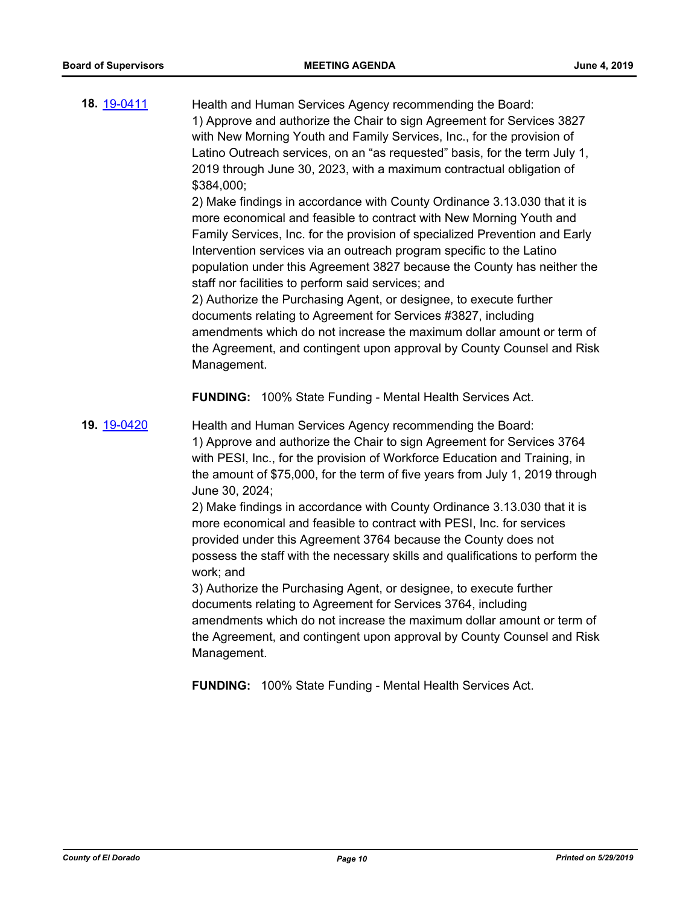**18.** 19-0411

Health and Human Services Agency recommending the Board:
1) Approve and authorize the Chair to sign Agreement for Services 3827 with New Morning Youth and Family Services, Inc., for the provision of Latino Outreach services, on an “as requested” basis, for the term July 1, 2019 through June 30, 2023, with a maximum contractual obligation of $384,000;
2) Make findings in accordance with County Ordinance 3.13.030 that it is more economical and feasible to contract with New Morning Youth and Family Services, Inc. for the provision of specialized Prevention and Early Intervention services via an outreach program specific to the Latino population under this Agreement 3827 because the County has neither the staff nor facilities to perform said services; and
2) Authorize the Purchasing Agent, or designee, to execute further documents relating to Agreement for Services #3827, including amendments which do not increase the maximum dollar amount or term of the Agreement, and contingent upon approval by County Counsel and Risk Management.

**FUNDING:** 100% State Funding - Mental Health Services Act.

**19.** 19-0420

Health and Human Services Agency recommending the Board:
1) Approve and authorize the Chair to sign Agreement for Services 3764 with PESI, Inc., for the provision of Workforce Education and Training, in the amount of $75,000, for the term of five years from July 1, 2019 through June 30, 2024;
2) Make findings in accordance with County Ordinance 3.13.030 that it is more economical and feasible to contract with PESI, Inc. for services provided under this Agreement 3764 because the County does not possess the staff with the necessary skills and qualifications to perform the work; and
3) Authorize the Purchasing Agent, or designee, to execute further documents relating to Agreement for Services 3764, including amendments which do not increase the maximum dollar amount or term of the Agreement, and contingent upon approval by County Counsel and Risk Management.

**FUNDING:** 100% State Funding - Mental Health Services Act.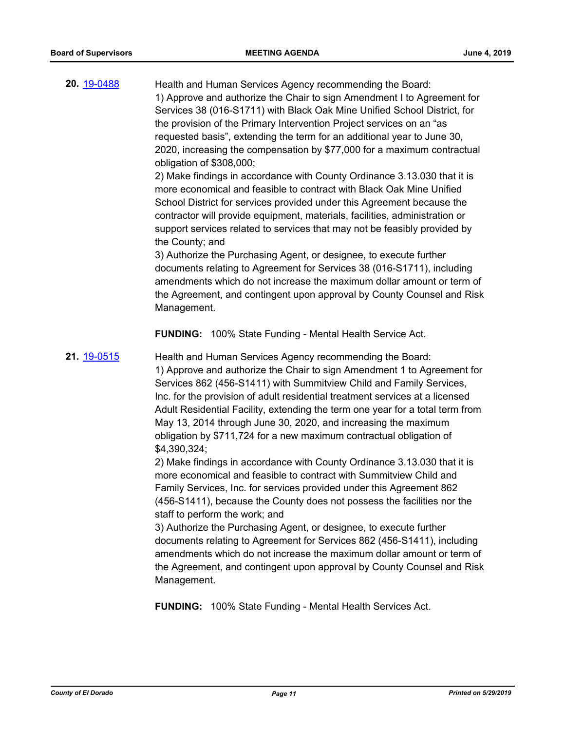**20.** [19-0488](19-0488)

Health and Human Services Agency recommending the Board:
1) Approve and authorize the Chair to sign Amendment I to Agreement for Services 38 (016-S1711) with Black Oak Mine Unified School District, for the provision of the Primary Intervention Project services on an "as requested basis", extending the term for an additional year to June 30, 2020, increasing the compensation by $77,000 for a maximum contractual obligation of $308,000;
2) Make findings in accordance with County Ordinance 3.13.030 that it is more economical and feasible to contract with Black Oak Mine Unified School District for services provided under this Agreement because the contractor will provide equipment, materials, facilities, administration or support services related to services that may not be feasibly provided by the County; and
3) Authorize the Purchasing Agent, or designee, to execute further documents relating to Agreement for Services 38 (016-S1711), including amendments which do not increase the maximum dollar amount or term of the Agreement, and contingent upon approval by County Counsel and Risk Management.

**FUNDING:** 100% State Funding - Mental Health Service Act.

**21.** [19-0515](19-0515)

Health and Human Services Agency recommending the Board:
1) Approve and authorize the Chair to sign Amendment 1 to Agreement for Services 862 (456-S1411) with Summitview Child and Family Services, Inc. for the provision of adult residential treatment services at a licensed Adult Residential Facility, extending the term one year for a total term from May 13, 2014 through June 30, 2020, and increasing the maximum obligation by $711,724 for a new maximum contractual obligation of $4,390,324;
2) Make findings in accordance with County Ordinance 3.13.030 that it is more economical and feasible to contract with Summitview Child and Family Services, Inc. for services provided under this Agreement 862 (456-S1411), because the County does not possess the facilities nor the staff to perform the work; and
3) Authorize the Purchasing Agent, or designee, to execute further documents relating to Agreement for Services 862 (456-S1411), including amendments which do not increase the maximum dollar amount or term of the Agreement, and contingent upon approval by County Counsel and Risk Management.

**FUNDING:** 100% State Funding - Mental Health Services Act.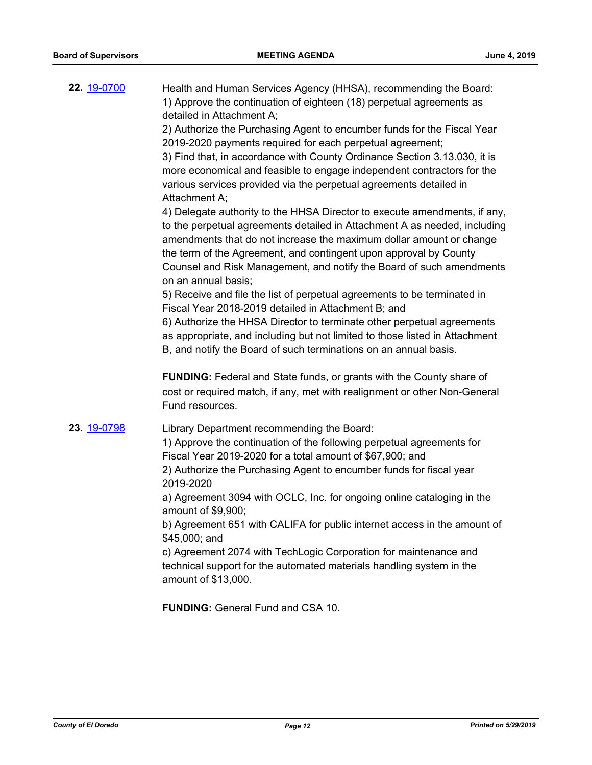**22.** 19-0700

Health and Human Services Agency (HHSA), recommending the Board:
1) Approve the continuation of eighteen (18) perpetual agreements as detailed in Attachment A;
2) Authorize the Purchasing Agent to encumber funds for the Fiscal Year 2019-2020 payments required for each perpetual agreement;
3) Find that, in accordance with County Ordinance Section 3.13.030, it is more economical and feasible to engage independent contractors for the various services provided via the perpetual agreements detailed in Attachment A;
4) Delegate authority to the HHSA Director to execute amendments, if any, to the perpetual agreements detailed in Attachment A as needed, including amendments that do not increase the maximum dollar amount or change the term of the Agreement, and contingent upon approval by County Counsel and Risk Management, and notify the Board of such amendments on an annual basis;
5) Receive and file the list of perpetual agreements to be terminated in Fiscal Year 2018-2019 detailed in Attachment B; and
6) Authorize the HHSA Director to terminate other perpetual agreements as appropriate, and including but not limited to those listed in Attachment B, and notify the Board of such terminations on an annual basis.

**FUNDING:** Federal and State funds, or grants with the County share of cost or required match, if any, met with realignment or other Non-General Fund resources.

**23.** 19-0798

Library Department recommending the Board:
1) Approve the continuation of the following perpetual agreements for Fiscal Year 2019-2020 for a total amount of $67,900; and
2) Authorize the Purchasing Agent to encumber funds for fiscal year 2019-2020
a) Agreement 3094 with OCLC, Inc. for ongoing online cataloging in the amount of $9,900;
b) Agreement 651 with CALIFA for public internet access in the amount of $45,000; and
c) Agreement 2074 with TechLogic Corporation for maintenance and technical support for the automated materials handling system in the amount of $13,000.

**FUNDING:** General Fund and CSA 10.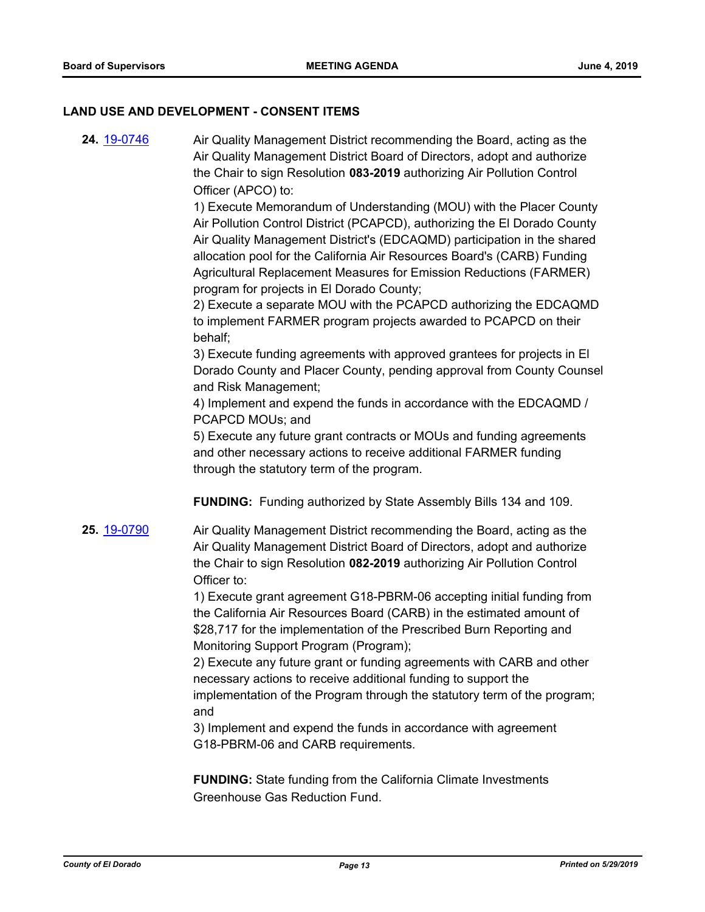## LAND USE AND DEVELOPMENT - CONSENT ITEMS

**24.** [19-0746](19-0746) Air Quality Management District recommending the Board, acting as the Air Quality Management District Board of Directors, adopt and authorize the Chair to sign Resolution **083-2019** authorizing Air Pollution Control Officer (APCO) to:

1) Execute Memorandum of Understanding (MOU) with the Placer County Air Pollution Control District (PCAPCD), authorizing the El Dorado County Air Quality Management District's (EDCAQMD) participation in the shared allocation pool for the California Air Resources Board's (CARB) Funding Agricultural Replacement Measures for Emission Reductions (FARMER) program for projects in El Dorado County;

2) Execute a separate MOU with the PCAPCD authorizing the EDCAQMD to implement FARMER program projects awarded to PCAPCD on their behalf;

3) Execute funding agreements with approved grantees for projects in El Dorado County and Placer County, pending approval from County Counsel and Risk Management;

4) Implement and expend the funds in accordance with the EDCAQMD / PCAPCD MOUs; and

5) Execute any future grant contracts or MOUs and funding agreements and other necessary actions to receive additional FARMER funding through the statutory term of the program.

**FUNDING:** Funding authorized by State Assembly Bills 134 and 109.

**25.** [19-0790](19-0790) Air Quality Management District recommending the Board, acting as the Air Quality Management District Board of Directors, adopt and authorize the Chair to sign Resolution **082-2019** authorizing Air Pollution Control Officer to:

1) Execute grant agreement G18-PBRM-06 accepting initial funding from the California Air Resources Board (CARB) in the estimated amount of $28,717 for the implementation of the Prescribed Burn Reporting and Monitoring Support Program (Program);

2) Execute any future grant or funding agreements with CARB and other necessary actions to receive additional funding to support the implementation of the Program through the statutory term of the program; and

3) Implement and expend the funds in accordance with agreement G18-PBRM-06 and CARB requirements.

**FUNDING:** State funding from the California Climate Investments Greenhouse Gas Reduction Fund.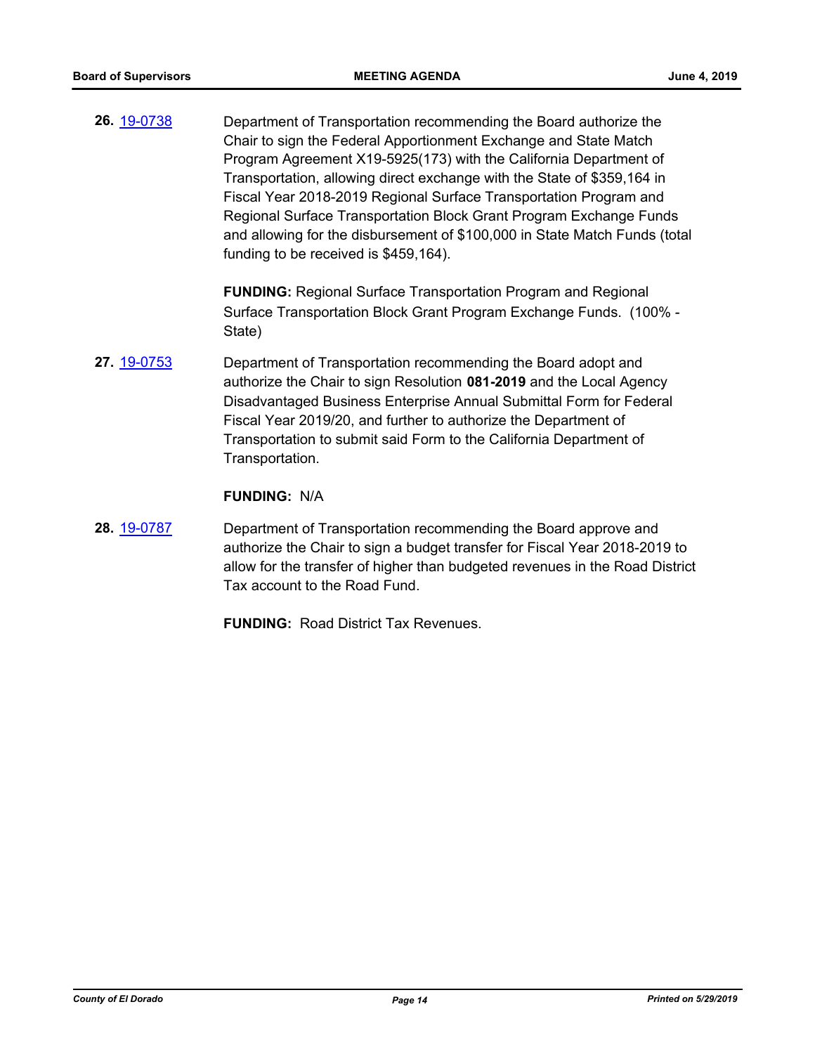**26.** 19-0738

Department of Transportation recommending the Board authorize the Chair to sign the Federal Apportionment Exchange and State Match Program Agreement X19-5925(173) with the California Department of Transportation, allowing direct exchange with the State of $359,164 in Fiscal Year 2018-2019 Regional Surface Transportation Program and Regional Surface Transportation Block Grant Program Exchange Funds and allowing for the disbursement of $100,000 in State Match Funds (total funding to be received is $459,164).

**FUNDING:** Regional Surface Transportation Program and Regional Surface Transportation Block Grant Program Exchange Funds. (100% - State)

**27.** 19-0753

Department of Transportation recommending the Board adopt and authorize the Chair to sign Resolution **081-2019** and the Local Agency Disadvantaged Business Enterprise Annual Submittal Form for Federal Fiscal Year 2019/20, and further to authorize the Department of Transportation to submit said Form to the California Department of Transportation.

**FUNDING:** N/A

**28.** 19-0787

Department of Transportation recommending the Board approve and authorize the Chair to sign a budget transfer for Fiscal Year 2018-2019 to allow for the transfer of higher than budgeted revenues in the Road District Tax account to the Road Fund.

**FUNDING:** Road District Tax Revenues.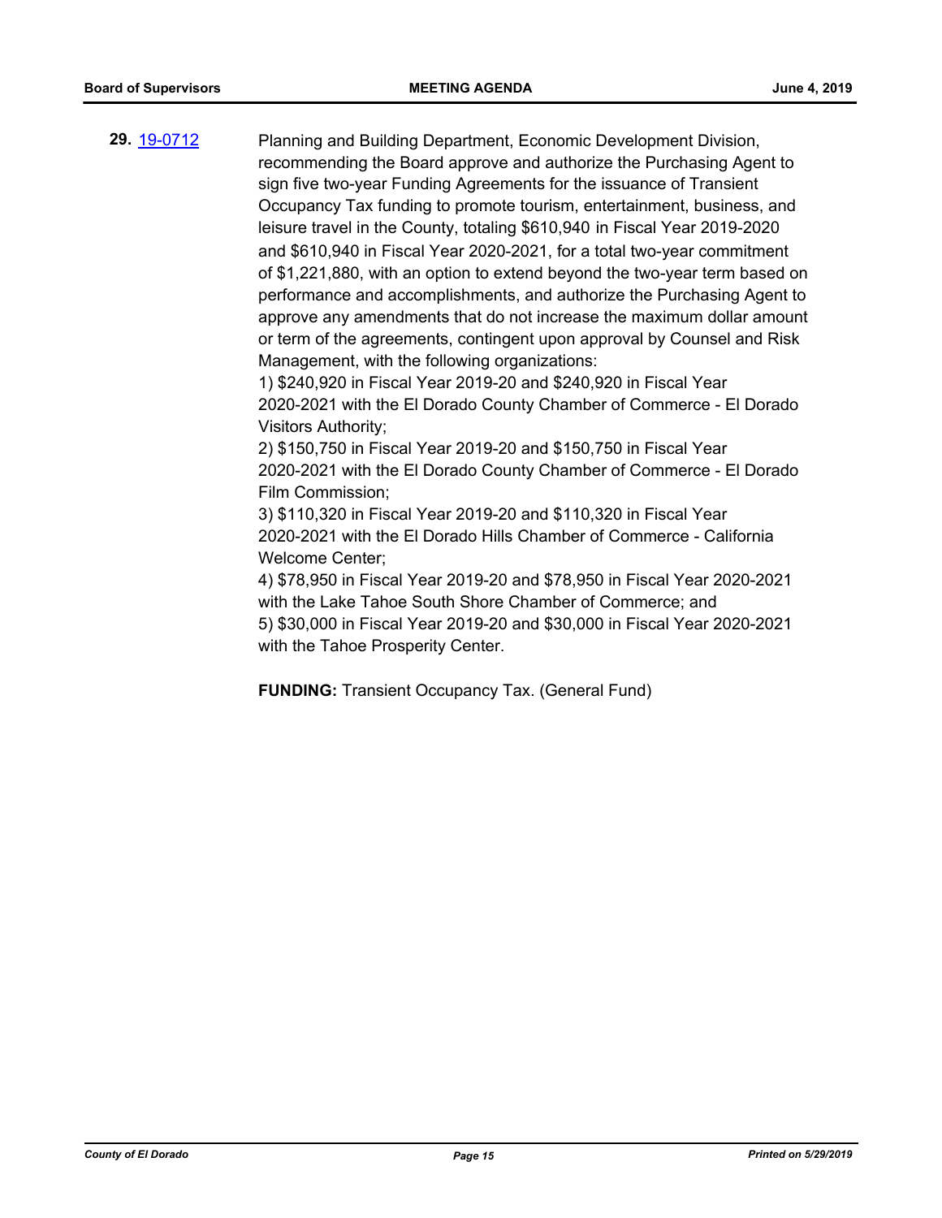**29.** 19-0712 Planning and Building Department, Economic Development Division, recommending the Board approve and authorize the Purchasing Agent to sign five two-year Funding Agreements for the issuance of Transient Occupancy Tax funding to promote tourism, entertainment, business, and leisure travel in the County, totaling $610,940 in Fiscal Year 2019-2020 and $610,940 in Fiscal Year 2020-2021, for a total two-year commitment of $1,221,880, with an option to extend beyond the two-year term based on performance and accomplishments, and authorize the Purchasing Agent to approve any amendments that do not increase the maximum dollar amount or term of the agreements, contingent upon approval by Counsel and Risk Management, with the following organizations:

1) $240,920 in Fiscal Year 2019-20 and $240,920 in Fiscal Year 2020-2021 with the El Dorado County Chamber of Commerce - El Dorado Visitors Authority;
2) $150,750 in Fiscal Year 2019-20 and $150,750 in Fiscal Year 2020-2021 with the El Dorado County Chamber of Commerce - El Dorado Film Commission;
3) $110,320 in Fiscal Year 2019-20 and $110,320 in Fiscal Year 2020-2021 with the El Dorado Hills Chamber of Commerce - California Welcome Center;
4) $78,950 in Fiscal Year 2019-20 and $78,950 in Fiscal Year 2020-2021 with the Lake Tahoe South Shore Chamber of Commerce; and
5) $30,000 in Fiscal Year 2019-20 and $30,000 in Fiscal Year 2020-2021 with the Tahoe Prosperity Center.

**FUNDING:** Transient Occupancy Tax. (General Fund)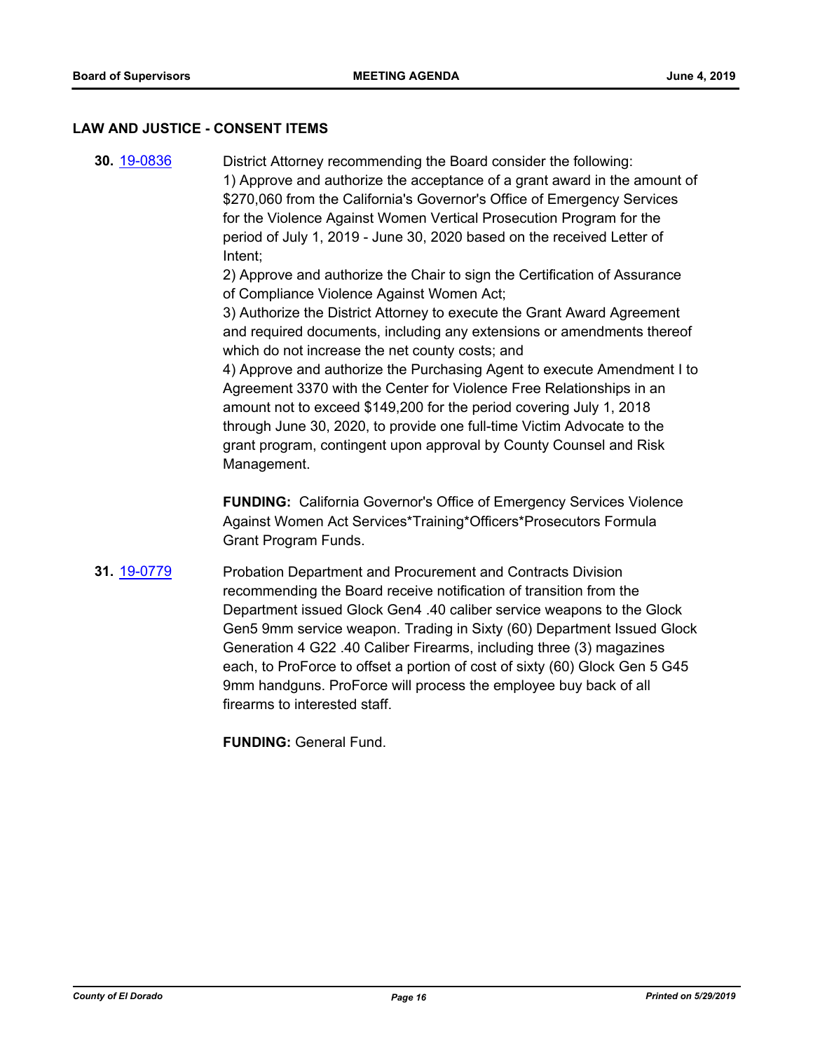## LAW AND JUSTICE - CONSENT ITEMS

**30.** 19-0836

District Attorney recommending the Board consider the following:
1) Approve and authorize the acceptance of a grant award in the amount of $270,060 from the California's Governor's Office of Emergency Services for the Violence Against Women Vertical Prosecution Program for the period of July 1, 2019 - June 30, 2020 based on the received Letter of Intent;
2) Approve and authorize the Chair to sign the Certification of Assurance of Compliance Violence Against Women Act;
3) Authorize the District Attorney to execute the Grant Award Agreement and required documents, including any extensions or amendments thereof which do not increase the net county costs; and
4) Approve and authorize the Purchasing Agent to execute Amendment I to Agreement 3370 with the Center for Violence Free Relationships in an amount not to exceed $149,200 for the period covering July 1, 2018 through June 30, 2020, to provide one full-time Victim Advocate to the grant program, contingent upon approval by County Counsel and Risk Management.

**FUNDING:** California Governor's Office of Emergency Services Violence Against Women Act Services*Training*Officers*Prosecutors Formula Grant Program Funds.

**31.** 19-0779

Probation Department and Procurement and Contracts Division recommending the Board receive notification of transition from the Department issued Glock Gen4 .40 caliber service weapons to the Glock Gen5 9mm service weapon. Trading in Sixty (60) Department Issued Glock Generation 4 G22 .40 Caliber Firearms, including three (3) magazines each, to ProForce to offset a portion of cost of sixty (60) Glock Gen 5 G45 9mm handguns. ProForce will process the employee buy back of all firearms to interested staff.

**FUNDING:** General Fund.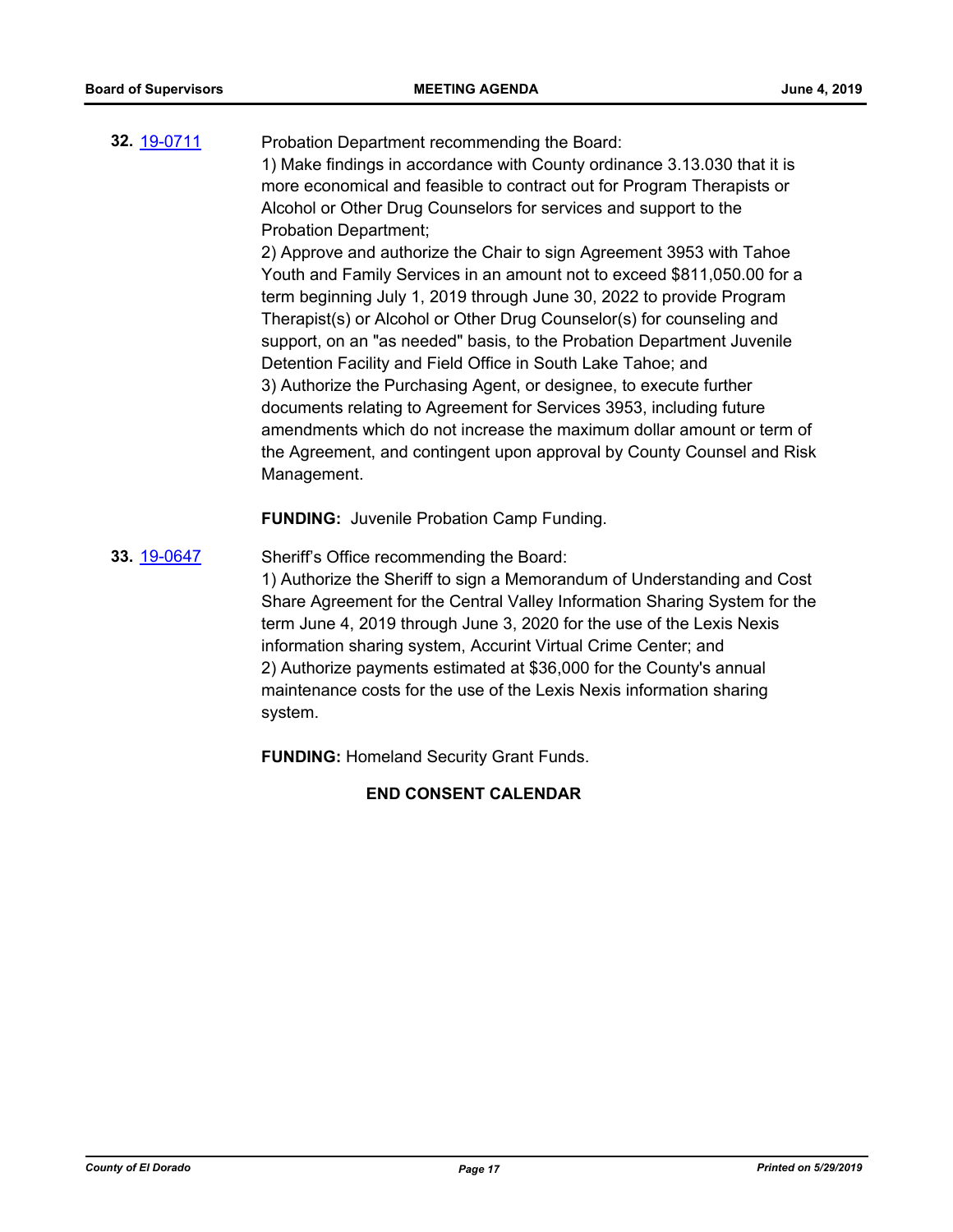**32.** 19-0711 Probation Department recommending the Board:

1) Make findings in accordance with County ordinance 3.13.030 that it is more economical and feasible to contract out for Program Therapists or Alcohol or Other Drug Counselors for services and support to the Probation Department;

2) Approve and authorize the Chair to sign Agreement 3953 with Tahoe Youth and Family Services in an amount not to exceed $811,050.00 for a term beginning July 1, 2019 through June 30, 2022 to provide Program Therapist(s) or Alcohol or Other Drug Counselor(s) for counseling and support, on an "as needed" basis, to the Probation Department Juvenile Detention Facility and Field Office in South Lake Tahoe; and

3) Authorize the Purchasing Agent, or designee, to execute further documents relating to Agreement for Services 3953, including future amendments which do not increase the maximum dollar amount or term of the Agreement, and contingent upon approval by County Counsel and Risk Management.

**FUNDING:** Juvenile Probation Camp Funding.

**33.** 19-0647 Sheriff's Office recommending the Board:

1) Authorize the Sheriff to sign a Memorandum of Understanding and Cost Share Agreement for the Central Valley Information Sharing System for the term June 4, 2019 through June 3, 2020 for the use of the Lexis Nexis information sharing system, Accurint Virtual Crime Center; and

2) Authorize payments estimated at $36,000 for the County's annual maintenance costs for the use of the Lexis Nexis information sharing system.

**FUNDING:** Homeland Security Grant Funds.

**END CONSENT CALENDAR**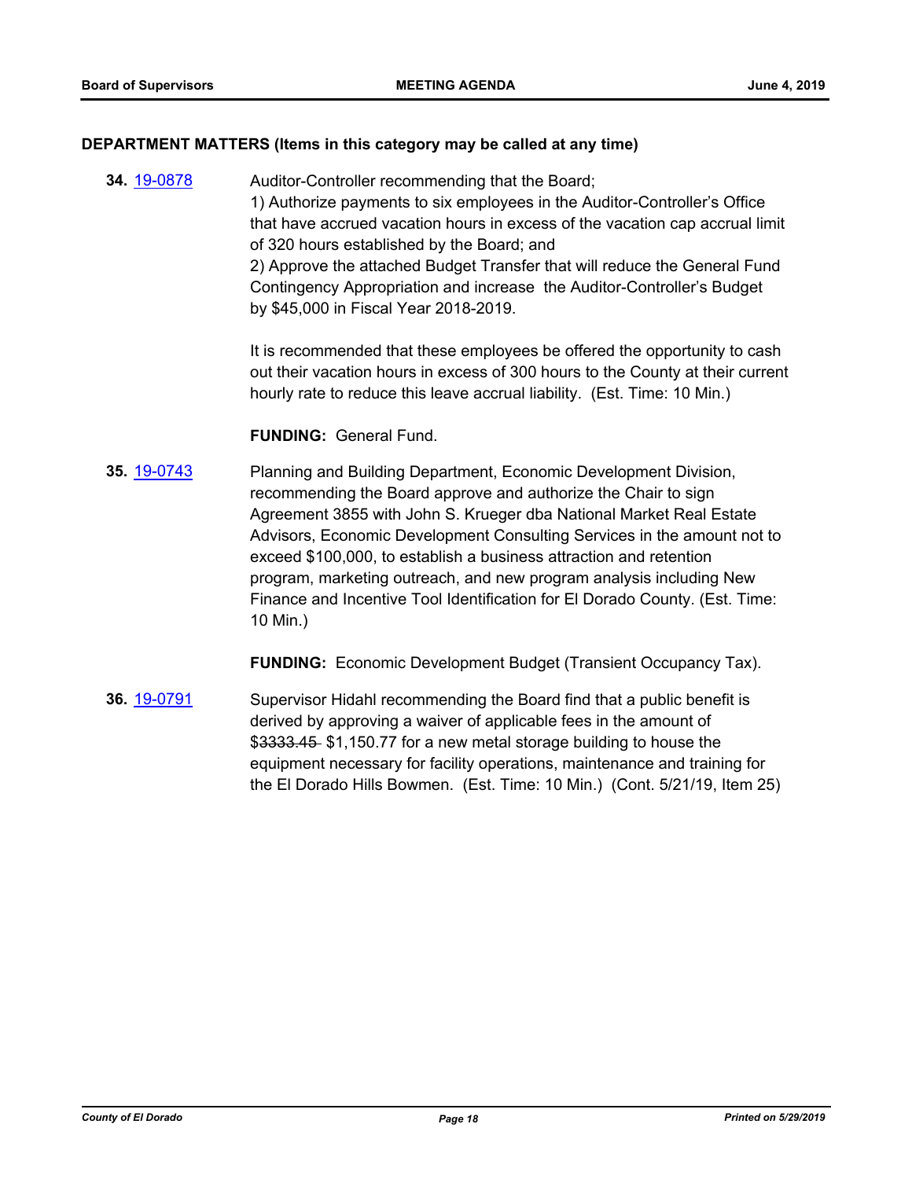## DEPARTMENT MATTERS (Items in this category may be called at any time)

**34.** 19-0878

Auditor-Controller recommending that the Board;
1) Authorize payments to six employees in the Auditor-Controller's Office that have accrued vacation hours in excess of the vacation cap accrual limit of 320 hours established by the Board; and
2) Approve the attached Budget Transfer that will reduce the General Fund Contingency Appropriation and increase the Auditor-Controller's Budget by $45,000 in Fiscal Year 2018-2019.

It is recommended that these employees be offered the opportunity to cash out their vacation hours in excess of 300 hours to the County at their current hourly rate to reduce this leave accrual liability. (Est. Time: 10 Min.)

**FUNDING:** General Fund.

**35.** 19-0743

Planning and Building Department, Economic Development Division, recommending the Board approve and authorize the Chair to sign Agreement 3855 with John S. Krueger dba National Market Real Estate Advisors, Economic Development Consulting Services in the amount not to exceed $100,000, to establish a business attraction and retention program, marketing outreach, and new program analysis including New Finance and Incentive Tool Identification for El Dorado County. (Est. Time: 10 Min.)

**FUNDING:** Economic Development Budget (Transient Occupancy Tax).

**36.** 19-0791

Supervisor Hidahl recommending the Board find that a public benefit is derived by approving a waiver of applicable fees in the amount of $~~3333.45~~ $1,150.77 for a new metal storage building to house the equipment necessary for facility operations, maintenance and training for the El Dorado Hills Bowmen. (Est. Time: 10 Min.) (Cont. 5/21/19, Item 25)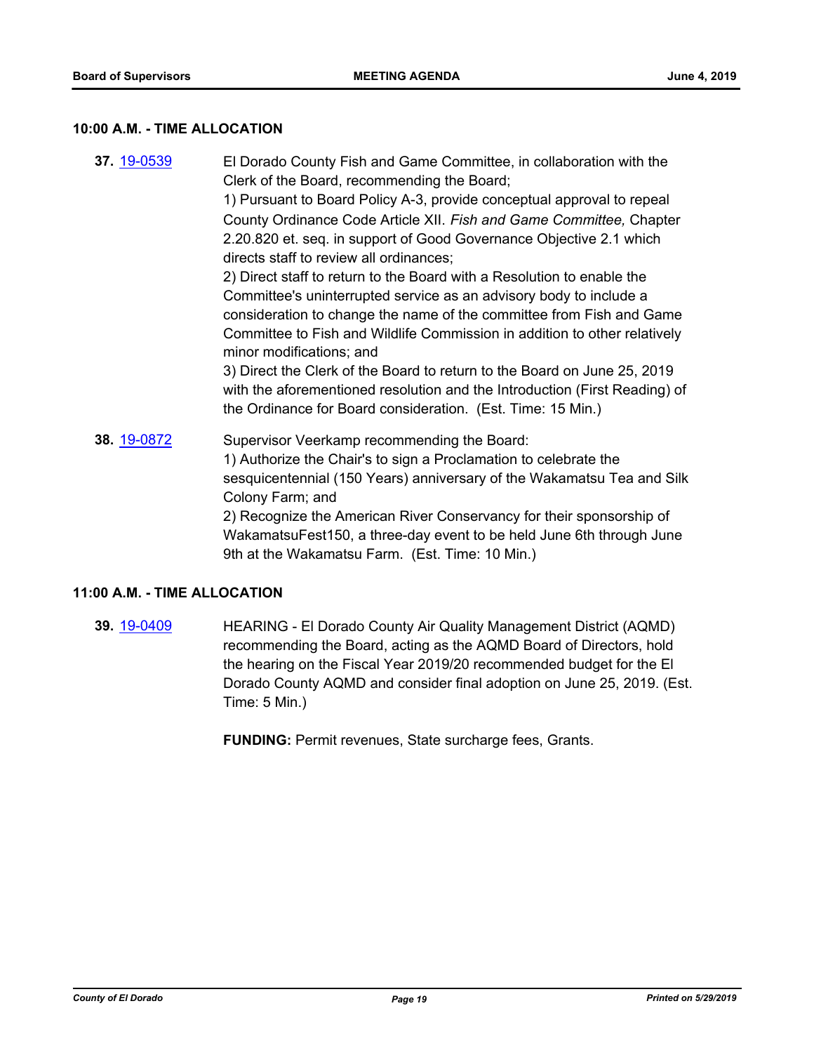**10:00 A.M. - TIME ALLOCATION**

**37.** 19-0539

El Dorado County Fish and Game Committee, in collaboration with the Clerk of the Board, recommending the Board;

1) Pursuant to Board Policy A-3, provide conceptual approval to repeal County Ordinance Code Article XII. *Fish and Game Committee,* Chapter 2.20.820 et. seq. in support of Good Governance Objective 2.1 which directs staff to review all ordinances;

2) Direct staff to return to the Board with a Resolution to enable the Committee's uninterrupted service as an advisory body to include a consideration to change the name of the committee from Fish and Game Committee to Fish and Wildlife Commission in addition to other relatively minor modifications; and

3) Direct the Clerk of the Board to return to the Board on June 25, 2019 with the aforementioned resolution and the Introduction (First Reading) of the Ordinance for Board consideration. (Est. Time: 15 Min.)

**38.** 19-0872

Supervisor Veerkamp recommending the Board:

1) Authorize the Chair's to sign a Proclamation to celebrate the sesquicentennial (150 Years) anniversary of the Wakamatsu Tea and Silk Colony Farm; and

2) Recognize the American River Conservancy for their sponsorship of WakamatsuFest150, a three-day event to be held June 6th through June 9th at the Wakamatsu Farm. (Est. Time: 10 Min.)

**11:00 A.M. - TIME ALLOCATION**

**39.** 19-0409

HEARING - El Dorado County Air Quality Management District (AQMD) recommending the Board, acting as the AQMD Board of Directors, hold the hearing on the Fiscal Year 2019/20 recommended budget for the El Dorado County AQMD and consider final adoption on June 25, 2019. (Est. Time: 5 Min.)

**FUNDING:** Permit revenues, State surcharge fees, Grants.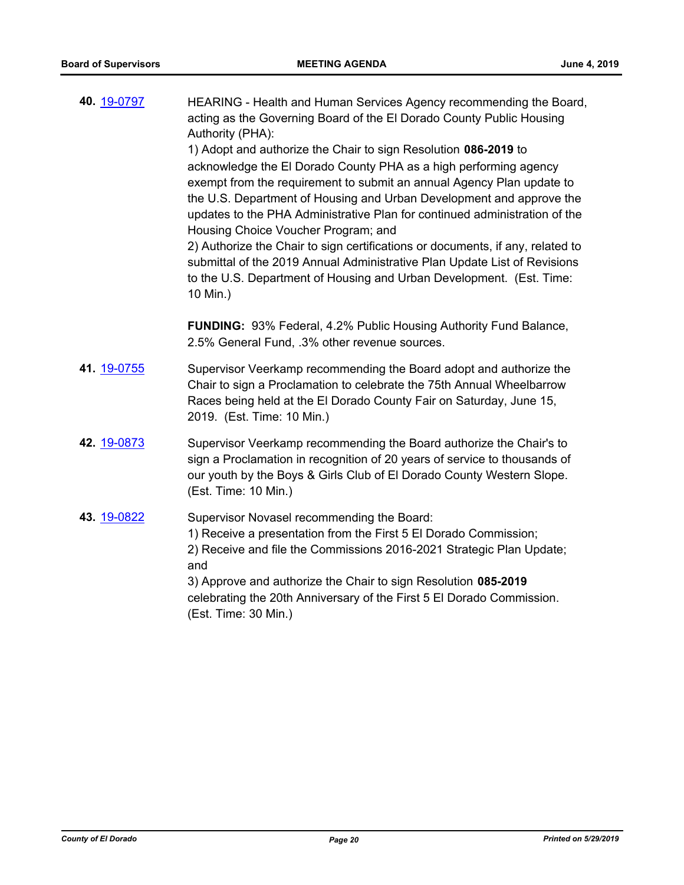**40.** [19-0797](19-0797)

HEARING - Health and Human Services Agency recommending the Board, acting as the Governing Board of the El Dorado County Public Housing Authority (PHA):
1) Adopt and authorize the Chair to sign Resolution **086-2019** to acknowledge the El Dorado County PHA as a high performing agency exempt from the requirement to submit an annual Agency Plan update to the U.S. Department of Housing and Urban Development and approve the updates to the PHA Administrative Plan for continued administration of the Housing Choice Voucher Program; and
2) Authorize the Chair to sign certifications or documents, if any, related to submittal of the 2019 Annual Administrative Plan Update List of Revisions to the U.S. Department of Housing and Urban Development. (Est. Time: 10 Min.)

**FUNDING:** 93% Federal, 4.2% Public Housing Authority Fund Balance, 2.5% General Fund, .3% other revenue sources.

**41.** [19-0755](19-0755)

Supervisor Veerkamp recommending the Board adopt and authorize the Chair to sign a Proclamation to celebrate the 75th Annual Wheelbarrow Races being held at the El Dorado County Fair on Saturday, June 15, 2019. (Est. Time: 10 Min.)

**42.** [19-0873](19-0873)

Supervisor Veerkamp recommending the Board authorize the Chair's to sign a Proclamation in recognition of 20 years of service to thousands of our youth by the Boys & Girls Club of El Dorado County Western Slope. (Est. Time: 10 Min.)

**43.** [19-0822](19-0822)

Supervisor Novasel recommending the Board:
1) Receive a presentation from the First 5 El Dorado Commission;
2) Receive and file the Commissions 2016-2021 Strategic Plan Update; and
3) Approve and authorize the Chair to sign Resolution **085-2019** celebrating the 20th Anniversary of the First 5 El Dorado Commission. (Est. Time: 30 Min.)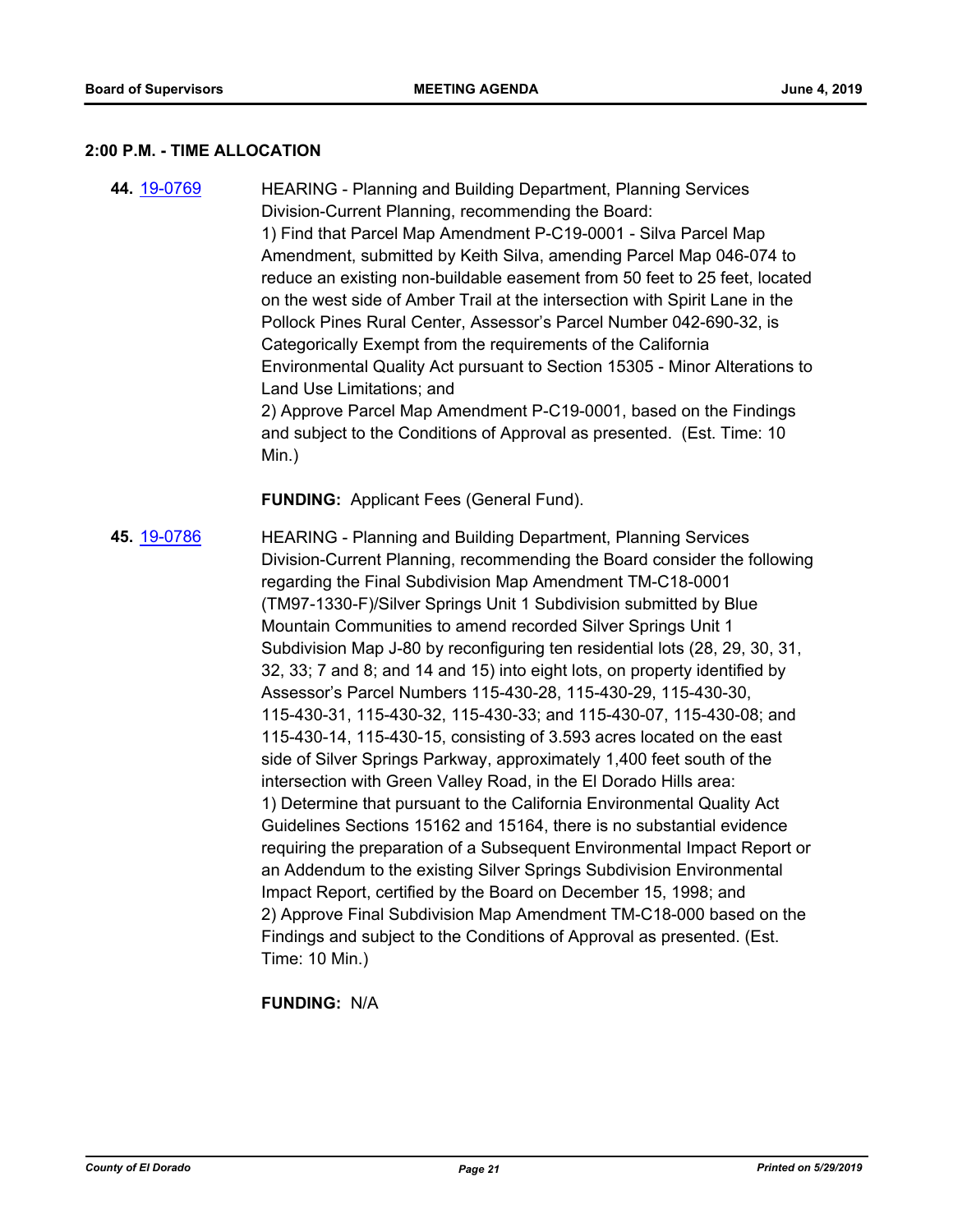## 2:00 P.M. - TIME ALLOCATION

**44.** 19-0769

HEARING - Planning and Building Department, Planning Services Division-Current Planning, recommending the Board:
1) Find that Parcel Map Amendment P-C19-0001 - Silva Parcel Map Amendment, submitted by Keith Silva, amending Parcel Map 046-074 to reduce an existing non-buildable easement from 50 feet to 25 feet, located on the west side of Amber Trail at the intersection with Spirit Lane in the Pollock Pines Rural Center, Assessor's Parcel Number 042-690-32, is Categorically Exempt from the requirements of the California Environmental Quality Act pursuant to Section 15305 - Minor Alterations to Land Use Limitations; and
2) Approve Parcel Map Amendment P-C19-0001, based on the Findings and subject to the Conditions of Approval as presented. (Est. Time: 10 Min.)

**FUNDING:** Applicant Fees (General Fund).

**45.** 19-0786

HEARING - Planning and Building Department, Planning Services Division-Current Planning, recommending the Board consider the following regarding the Final Subdivision Map Amendment TM-C18-0001 (TM97-1330-F)/Silver Springs Unit 1 Subdivision submitted by Blue Mountain Communities to amend recorded Silver Springs Unit 1 Subdivision Map J-80 by reconfiguring ten residential lots (28, 29, 30, 31, 32, 33; 7 and 8; and 14 and 15) into eight lots, on property identified by Assessor's Parcel Numbers 115-430-28, 115-430-29, 115-430-30, 115-430-31, 115-430-32, 115-430-33; and 115-430-07, 115-430-08; and 115-430-14, 115-430-15, consisting of 3.593 acres located on the east side of Silver Springs Parkway, approximately 1,400 feet south of the intersection with Green Valley Road, in the El Dorado Hills area:
1) Determine that pursuant to the California Environmental Quality Act Guidelines Sections 15162 and 15164, there is no substantial evidence requiring the preparation of a Subsequent Environmental Impact Report or an Addendum to the existing Silver Springs Subdivision Environmental Impact Report, certified by the Board on December 15, 1998; and
2) Approve Final Subdivision Map Amendment TM-C18-000 based on the Findings and subject to the Conditions of Approval as presented. (Est. Time: 10 Min.)

**FUNDING:** N/A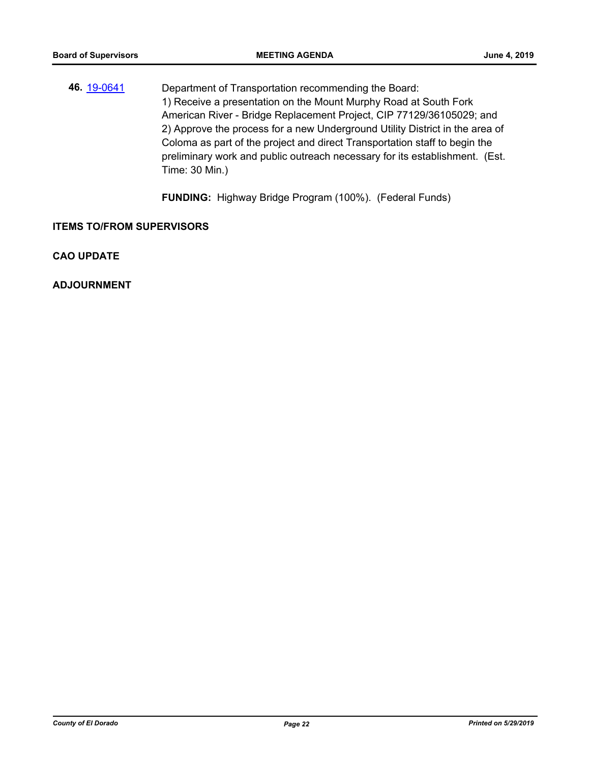**46.** [19-0641]

Department of Transportation recommending the Board:
1) Receive a presentation on the Mount Murphy Road at South Fork American River - Bridge Replacement Project, CIP 77129/36105029; and
2) Approve the process for a new Underground Utility District in the area of Coloma as part of the project and direct Transportation staff to begin the preliminary work and public outreach necessary for its establishment. (Est. Time: 30 Min.)

**FUNDING:** Highway Bridge Program (100%). (Federal Funds)

**ITEMS TO/FROM SUPERVISORS**

**CAO UPDATE**

**ADJOURNMENT**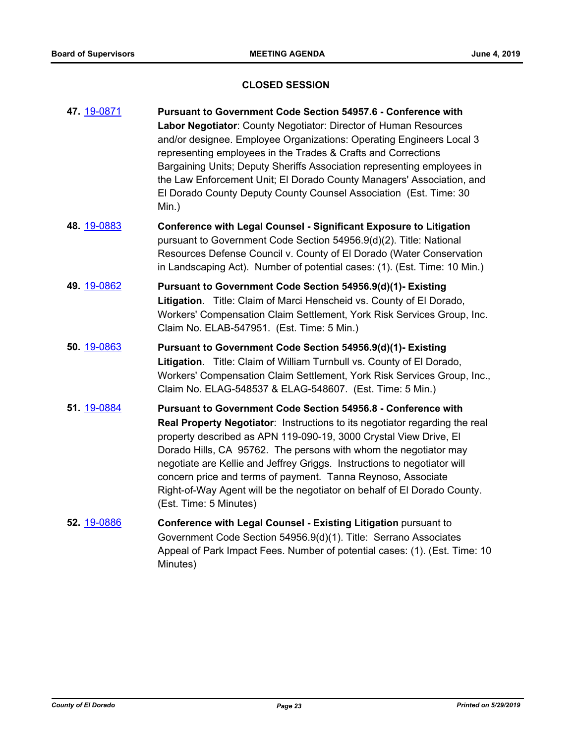## CLOSED SESSION

**47.** 19-0871 **Pursuant to Government Code Section 54957.6 - Conference with Labor Negotiator**: County Negotiator: Director of Human Resources and/or designee. Employee Organizations: Operating Engineers Local 3 representing employees in the Trades & Crafts and Corrections Bargaining Units; Deputy Sheriffs Association representing employees in the Law Enforcement Unit; El Dorado County Managers' Association, and El Dorado County Deputy County Counsel Association (Est. Time: 30 Min.)

**48.** 19-0883 **Conference with Legal Counsel - Significant Exposure to Litigation** pursuant to Government Code Section 54956.9(d)(2). Title: National Resources Defense Council v. County of El Dorado (Water Conservation in Landscaping Act). Number of potential cases: (1). (Est. Time: 10 Min.)

**49.** 19-0862 **Pursuant to Government Code Section 54956.9(d)(1)- Existing Litigation**. Title: Claim of Marci Henscheid vs. County of El Dorado, Workers' Compensation Claim Settlement, York Risk Services Group, Inc. Claim No. ELAB-547951. (Est. Time: 5 Min.)

**50.** 19-0863 **Pursuant to Government Code Section 54956.9(d)(1)- Existing Litigation**. Title: Claim of William Turnbull vs. County of El Dorado, Workers' Compensation Claim Settlement, York Risk Services Group, Inc., Claim No. ELAG-548537 & ELAG-548607. (Est. Time: 5 Min.)

**51.** 19-0884 **Pursuant to Government Code Section 54956.8 - Conference with Real Property Negotiator**: Instructions to its negotiator regarding the real property described as APN 119-090-19, 3000 Crystal View Drive, El Dorado Hills, CA 95762. The persons with whom the negotiator may negotiate are Kellie and Jeffrey Griggs. Instructions to negotiator will concern price and terms of payment. Tanna Reynoso, Associate Right-of-Way Agent will be the negotiator on behalf of El Dorado County. (Est. Time: 5 Minutes)

**52.** 19-0886 **Conference with Legal Counsel - Existing Litigation** pursuant to Government Code Section 54956.9(d)(1). Title: Serrano Associates Appeal of Park Impact Fees. Number of potential cases: (1). (Est. Time: 10 Minutes)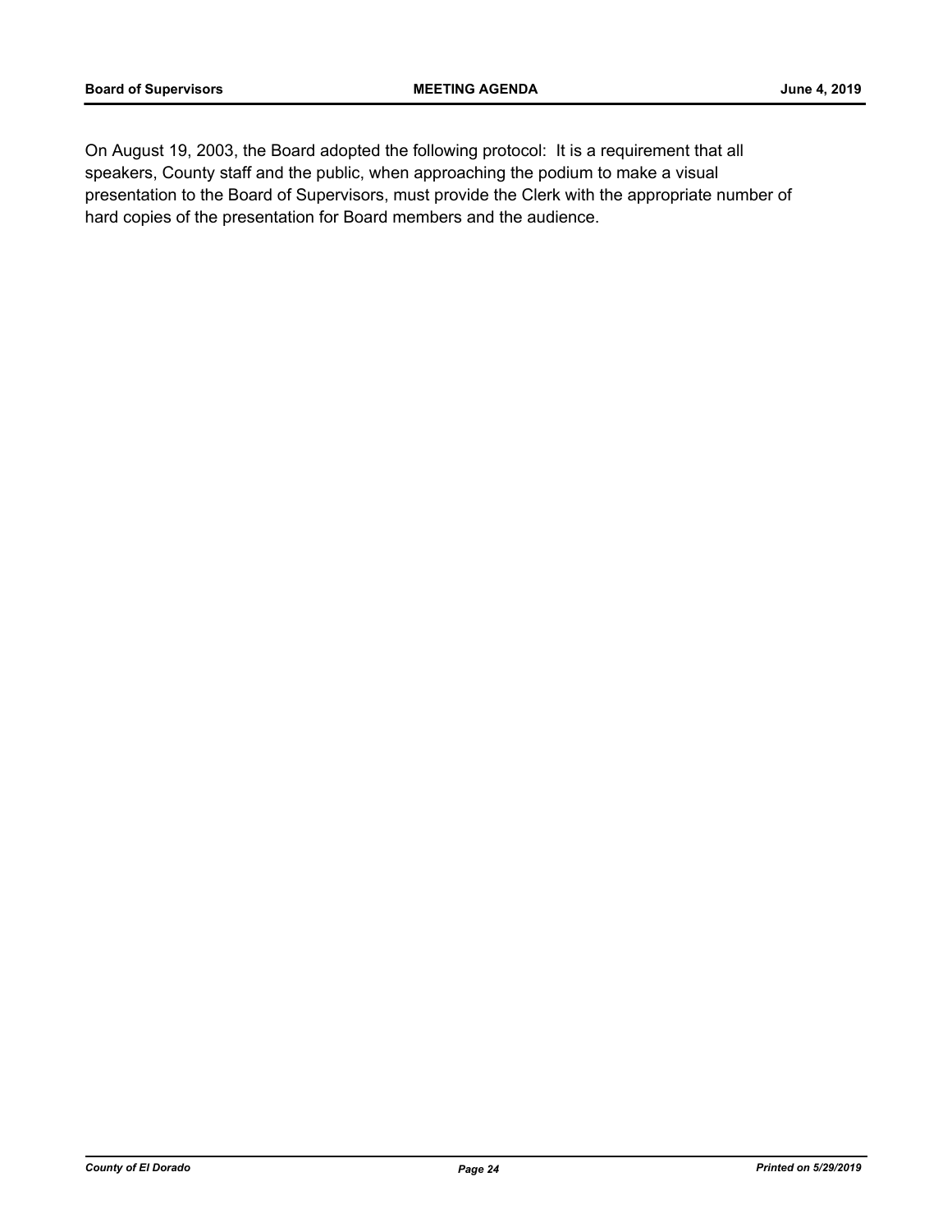On August 19, 2003, the Board adopted the following protocol: It is a requirement that all speakers, County staff and the public, when approaching the podium to make a visual presentation to the Board of Supervisors, must provide the Clerk with the appropriate number of hard copies of the presentation for Board members and the audience.